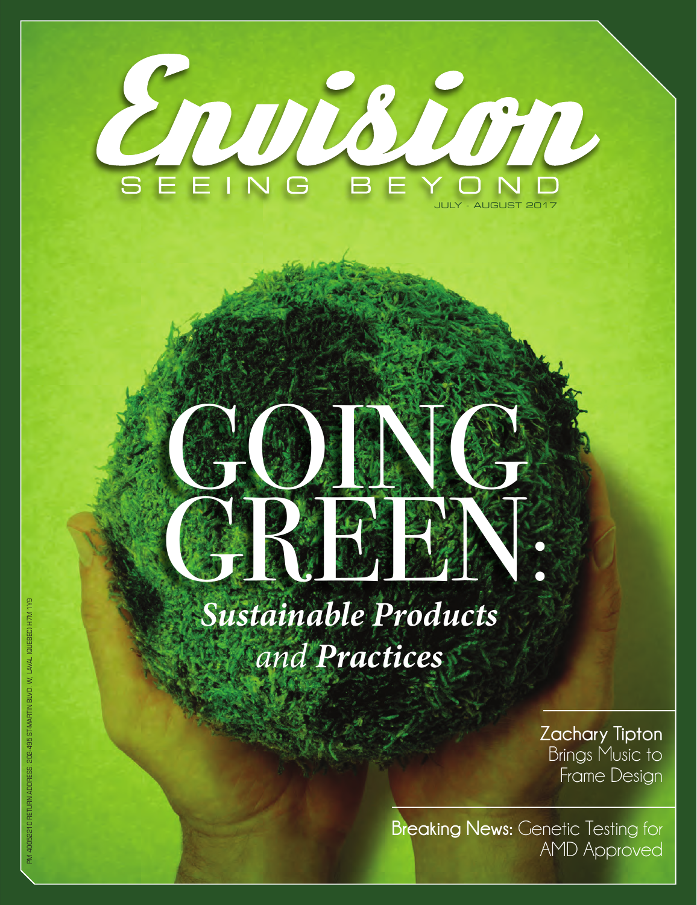# Envision

SEEING BEYOND

JULY - AUGUST 2017

# GOING GREEN:

## *Sustainable Products and Practices*

**Zachary Tipton** Brings Music to Frame Design

**Breaking News:** Genetic Testing for AMD Approved

PM 40052210 RETURN ADDRESS: 202-495 ST-MARTIN BLVD. W., LAVAL (QUEBEC) H7M 1Y9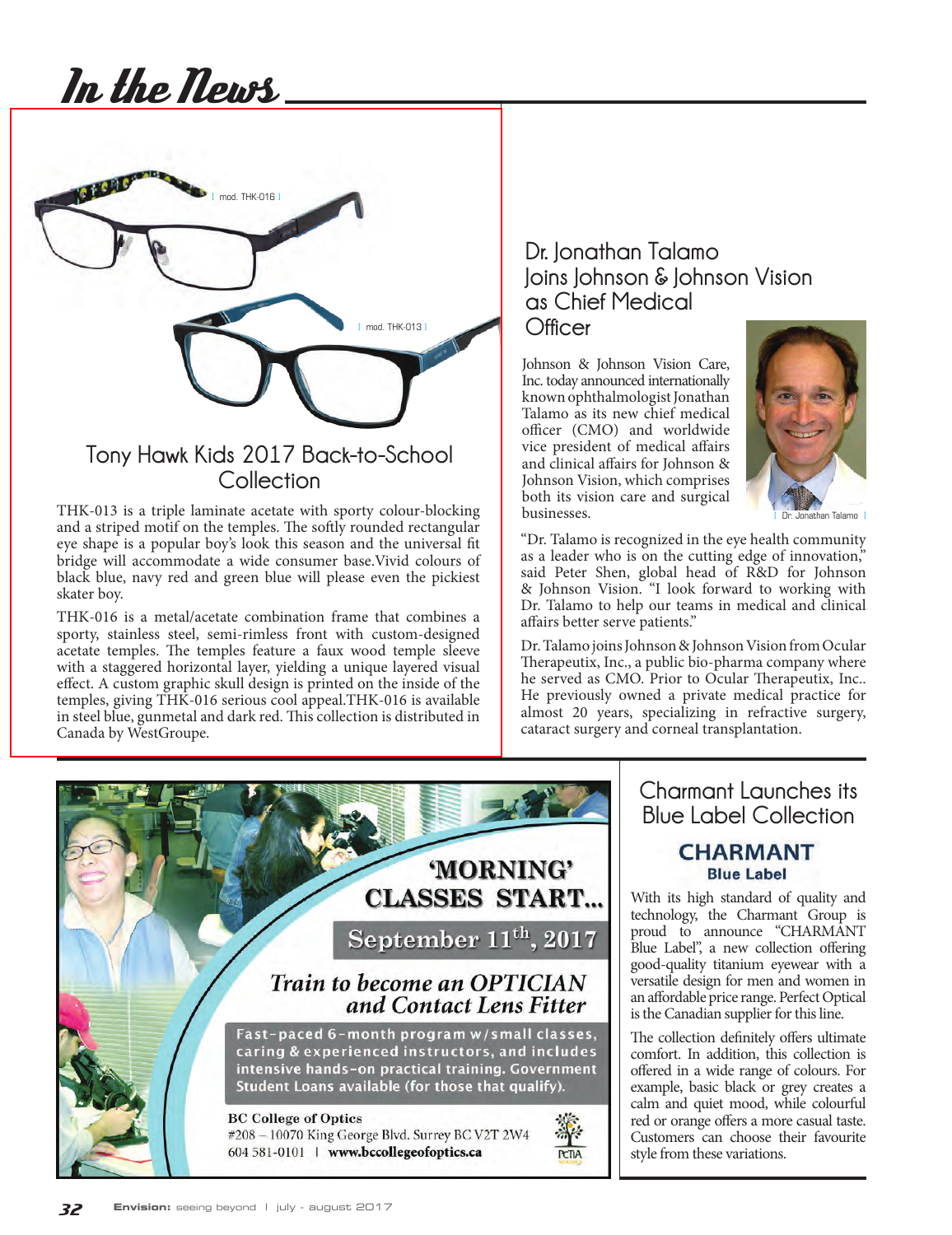# In the News

[ mod. THK-016 ]

[ mod. THK-013 ]

## Tony Hawk Kids 2017 Back-to-School Collection

THK-013 is a triple laminate acetate with sporty colour-blocking and a striped motif on the temples. The softly rounded rectangular eye shape is a popular boy's look this season and the universal fit bridge will accommodate a wide consumer base.Vivid colours of black blue, navy red and green blue will please even the pickiest skater boy.

THK-016 is a metal/acetate combination frame that combines a sporty, stainless steel, semi-rimless front with custom-designed acetate temples. The temples feature a faux wood temple sleeve with a staggered horizontal layer, yielding a unique layered visual effect. A custom graphic skull design is printed on the inside of the temples, giving THK-016 serious cool appeal.THK-016 is available in steel blue, gunmetal and dark red. This collection is distributed in Canada by WestGroupe.

## Dr. Jonathan Talamo Joins Johnson & Johnson Vision as Chief Medical Officer

Johnson & Johnson Vision Care, Inc. today announced internationally known ophthalmologist Jonathan Talamo as its new chief medical officer (CMO) and worldwide vice president of medical affairs and clinical affairs for Johnson & Johnson Vision, which comprises both its vision care and surgical businesses.

[ Dr. Jonathan Talamo ]

"Dr. Talamo is recognized in the eye health community as a leader who is on the cutting edge of innovation," said Peter Shen, global head of R&D for Johnson & Johnson Vision. "I look forward to working with Dr. Talamo to help our teams in medical and clinical affairs better serve patients."

Dr. Talamo joins Johnson & Johnson Vision from Ocular Therapeutix, Inc., a public bio-pharma company where he served as CMO. Prior to Ocular Therapeutix, Inc.. He previously owned a private medical practice for almost 20 years, specializing in refractive surgery, cataract surgery and corneal transplantation.

'MORNING' CLASSES START...

September 11th, 2017

*Train to become an OPTICIAN and Contact Lens Fitter*

Fast-paced 6-month program w/small classes, caring & experienced instructors, and includes intensive hands-on practical training. Government Student Loans available (for those that qualify).

**BC College of Optics**
#208 – 10070 King George Blvd. Surrey BC V2T 2W4
604 581-0101 | **www.bccollegeofoptics.ca**

## Charmant Launches its Blue Label Collection

**CHARMANT**
**Blue Label**

With its high standard of quality and technology, the Charmant Group is proud to announce "CHARMANT Blue Label", a new collection offering good-quality titanium eyewear with a versatile design for men and women in an affordable price range. Perfect Optical is the Canadian supplier for this line.

The collection definitely offers ultimate comfort. In addition, this collection is offered in a wide range of colours. For example, basic black or grey creates a calm and quiet mood, while colourful red or orange offers a more casual taste. Customers can choose their favourite style from these variations.